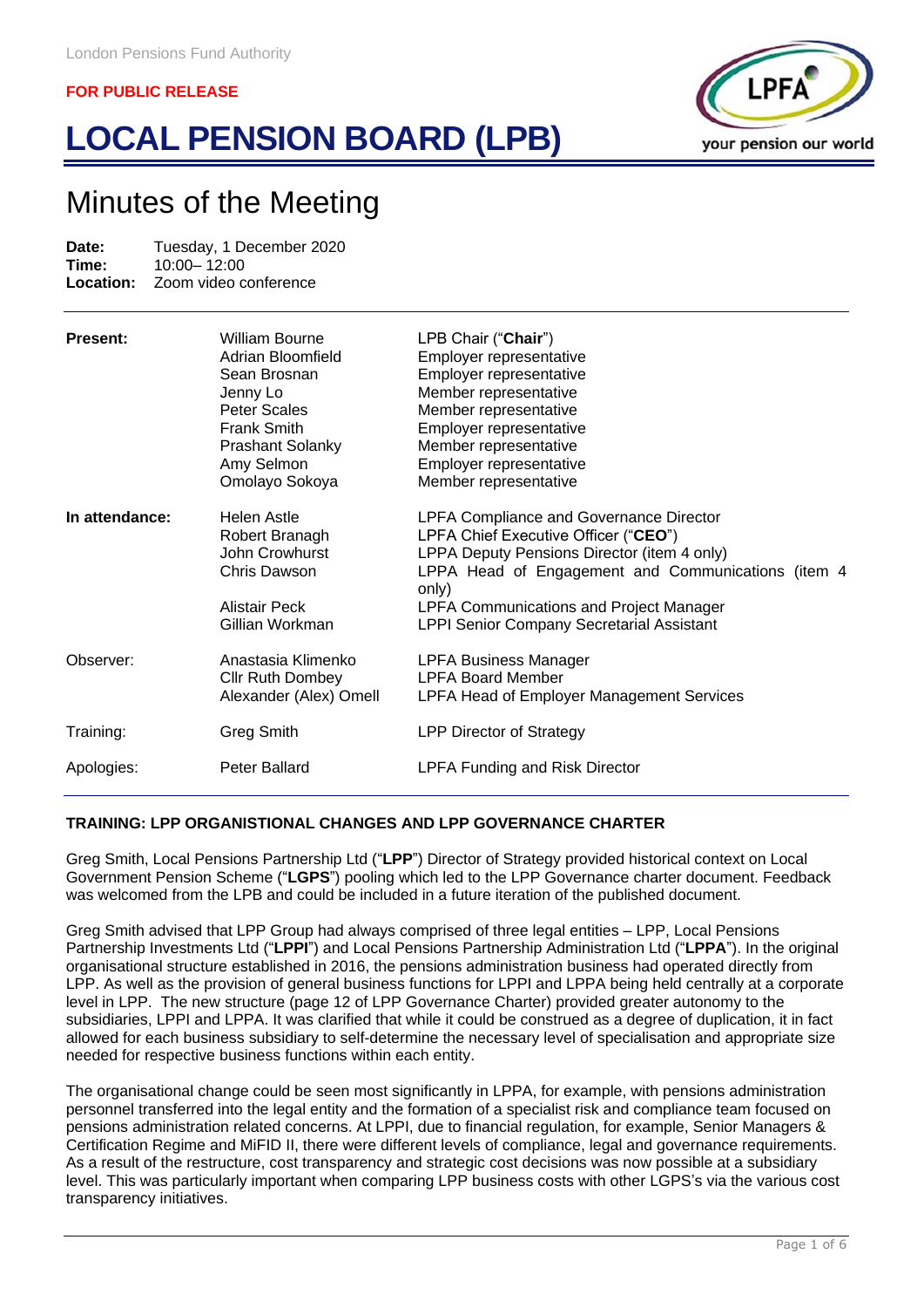London Pensions Fund Authority

**FOR PUBLIC RELEASE**

# LOCAL PENSION BOARD (LPB)

## Minutes of the Meeting

**Date:** Tuesday, 1 December 2020
**Time:** 10:00– 12:00
**Location:** Zoom video conference

| | | |
|---|---|---|
| **Present:** | William Bourne | LPB Chair ("**Chair**") |
| | Adrian Bloomfield | Employer representative |
| | Sean Brosnan | Employer representative |
| | Jenny Lo | Member representative |
| | Peter Scales | Member representative |
| | Frank Smith | Employer representative |
| | Prashant Solanky | Member representative |
| | Amy Selmon | Employer representative |
| | Omolayo Sokoya | Member representative |
| **In attendance:** | Helen Astle | LPFA Compliance and Governance Director |
| | Robert Branagh | LPFA Chief Executive Officer ("**CEO**") |
| | John Crowhurst | LPPA Deputy Pensions Director (item 4 only) |
| | Chris Dawson | LPPA Head of Engagement and Communications (item 4 only) |
| | Alistair Peck | LPFA Communications and Project Manager |
| | Gillian Workman | LPPI Senior Company Secretarial Assistant |
| Observer: | Anastasia Klimenko | LPFA Business Manager |
| | Cllr Ruth Dombey | LPFA Board Member |
| | Alexander (Alex) Omell | LPFA Head of Employer Management Services |
| Training: | Greg Smith | LPP Director of Strategy |
| Apologies: | Peter Ballard | LPFA Funding and Risk Director |

**TRAINING: LPP ORGANISTIONAL CHANGES AND LPP GOVERNANCE CHARTER**

Greg Smith, Local Pensions Partnership Ltd ("**LPP**") Director of Strategy provided historical context on Local Government Pension Scheme ("**LGPS**") pooling which led to the LPP Governance charter document. Feedback was welcomed from the LPB and could be included in a future iteration of the published document.

Greg Smith advised that LPP Group had always comprised of three legal entities – LPP, Local Pensions Partnership Investments Ltd ("**LPPI**") and Local Pensions Partnership Administration Ltd ("**LPPA**"). In the original organisational structure established in 2016, the pensions administration business had operated directly from LPP. As well as the provision of general business functions for LPPI and LPPA being held centrally at a corporate level in LPP. The new structure (page 12 of LPP Governance Charter) provided greater autonomy to the subsidiaries, LPPI and LPPA. It was clarified that while it could be construed as a degree of duplication, it in fact allowed for each business subsidiary to self-determine the necessary level of specialisation and appropriate size needed for respective business functions within each entity.

The organisational change could be seen most significantly in LPPA, for example, with pensions administration personnel transferred into the legal entity and the formation of a specialist risk and compliance team focused on pensions administration related concerns. At LPPI, due to financial regulation, for example, Senior Managers & Certification Regime and MiFID II, there were different levels of compliance, legal and governance requirements. As a result of the restructure, cost transparency and strategic cost decisions was now possible at a subsidiary level. This was particularly important when comparing LPP business costs with other LGPS's via the various cost transparency initiatives.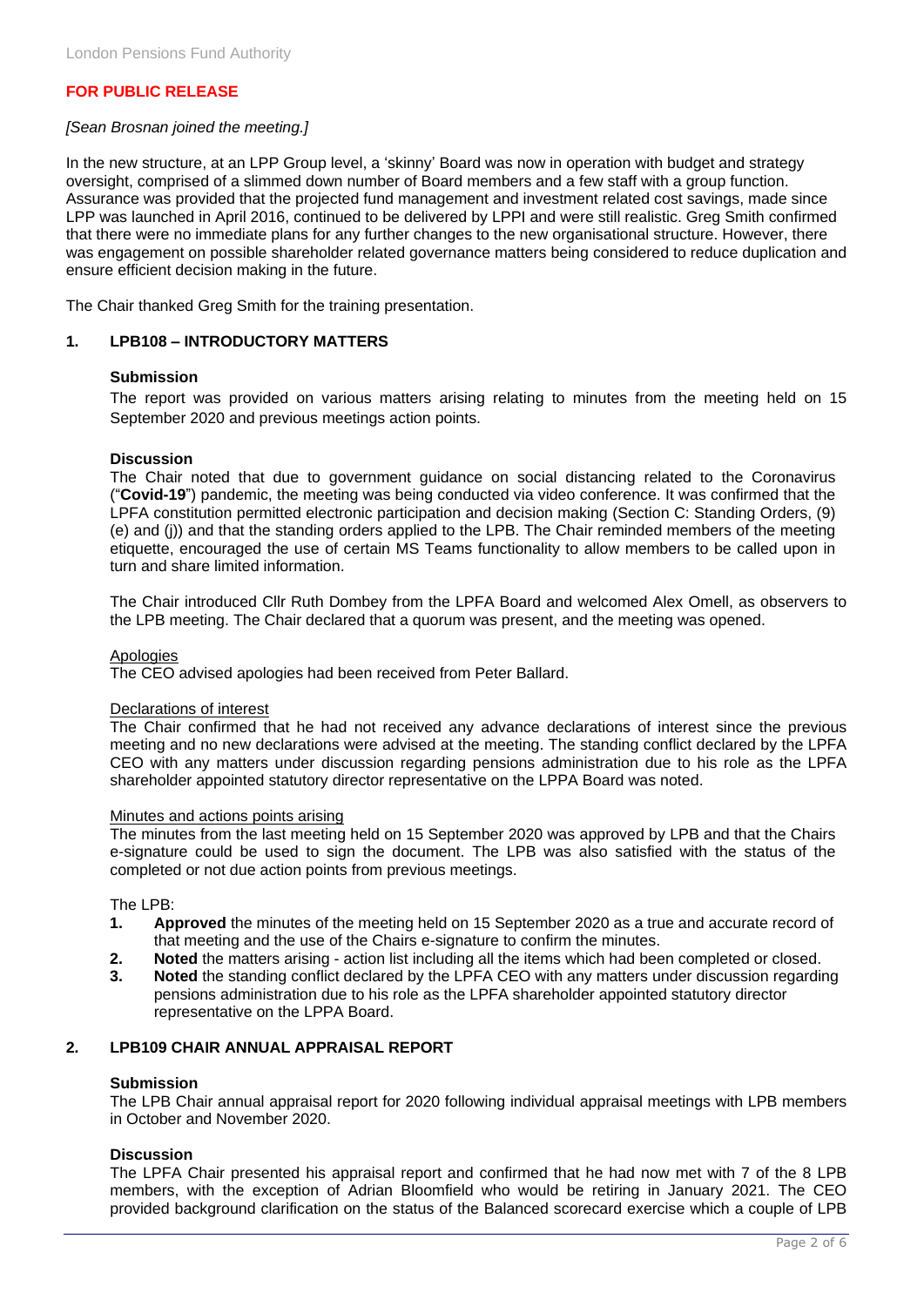**FOR PUBLIC RELEASE**

*[Sean Brosnan joined the meeting.]*

In the new structure, at an LPP Group level, a 'skinny' Board was now in operation with budget and strategy oversight, comprised of a slimmed down number of Board members and a few staff with a group function. Assurance was provided that the projected fund management and investment related cost savings, made since LPP was launched in April 2016, continued to be delivered by LPPI and were still realistic. Greg Smith confirmed that there were no immediate plans for any further changes to the new organisational structure. However, there was engagement on possible shareholder related governance matters being considered to reduce duplication and ensure efficient decision making in the future.

The Chair thanked Greg Smith for the training presentation.

## 1. LPB108 – INTRODUCTORY MATTERS

**Submission**

The report was provided on various matters arising relating to minutes from the meeting held on 15 September 2020 and previous meetings action points.

**Discussion**

The Chair noted that due to government guidance on social distancing related to the Coronavirus ("**Covid-19**") pandemic, the meeting was being conducted via video conference. It was confirmed that the LPFA constitution permitted electronic participation and decision making (Section C: Standing Orders, (9) (e) and (j)) and that the standing orders applied to the LPB. The Chair reminded members of the meeting etiquette, encouraged the use of certain MS Teams functionality to allow members to be called upon in turn and share limited information.

The Chair introduced Cllr Ruth Dombey from the LPFA Board and welcomed Alex Omell, as observers to the LPB meeting. The Chair declared that a quorum was present, and the meeting was opened.

Apologies

The CEO advised apologies had been received from Peter Ballard.

Declarations of interest

The Chair confirmed that he had not received any advance declarations of interest since the previous meeting and no new declarations were advised at the meeting. The standing conflict declared by the LPFA CEO with any matters under discussion regarding pensions administration due to his role as the LPFA shareholder appointed statutory director representative on the LPPA Board was noted.

Minutes and actions points arising

The minutes from the last meeting held on 15 September 2020 was approved by LPB and that the Chairs e-signature could be used to sign the document. The LPB was also satisfied with the status of the completed or not due action points from previous meetings.

The LPB:

1. **Approved** the minutes of the meeting held on 15 September 2020 as a true and accurate record of that meeting and the use of the Chairs e-signature to confirm the minutes.
2. **Noted** the matters arising - action list including all the items which had been completed or closed.
3. **Noted** the standing conflict declared by the LPFA CEO with any matters under discussion regarding pensions administration due to his role as the LPFA shareholder appointed statutory director representative on the LPPA Board.

## 2. LPB109 CHAIR ANNUAL APPRAISAL REPORT

**Submission**

The LPB Chair annual appraisal report for 2020 following individual appraisal meetings with LPB members in October and November 2020.

**Discussion**

The LPFA Chair presented his appraisal report and confirmed that he had now met with 7 of the 8 LPB members, with the exception of Adrian Bloomfield who would be retiring in January 2021. The CEO provided background clarification on the status of the Balanced scorecard exercise which a couple of LPB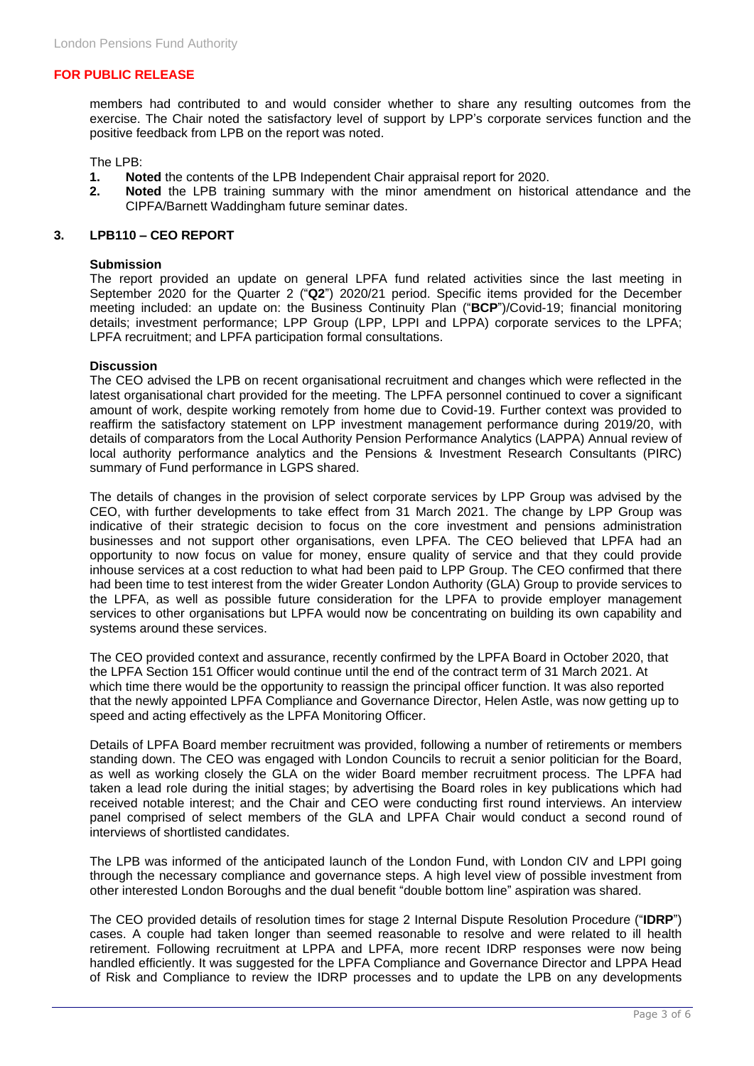**FOR PUBLIC RELEASE**

members had contributed to and would consider whether to share any resulting outcomes from the exercise. The Chair noted the satisfactory level of support by LPP's corporate services function and the positive feedback from LPB on the report was noted.

The LPB:

1. **Noted** the contents of the LPB Independent Chair appraisal report for 2020.
2. **Noted** the LPB training summary with the minor amendment on historical attendance and the CIPFA/Barnett Waddingham future seminar dates.

## 3. LPB110 – CEO REPORT

**Submission**

The report provided an update on general LPFA fund related activities since the last meeting in September 2020 for the Quarter 2 ("**Q2**") 2020/21 period. Specific items provided for the December meeting included: an update on: the Business Continuity Plan ("**BCP**")/Covid-19; financial monitoring details; investment performance; LPP Group (LPP, LPPI and LPPA) corporate services to the LPFA; LPFA recruitment; and LPFA participation formal consultations.

**Discussion**

The CEO advised the LPB on recent organisational recruitment and changes which were reflected in the latest organisational chart provided for the meeting. The LPFA personnel continued to cover a significant amount of work, despite working remotely from home due to Covid-19. Further context was provided to reaffirm the satisfactory statement on LPP investment management performance during 2019/20, with details of comparators from the Local Authority Pension Performance Analytics (LAPPA) Annual review of local authority performance analytics and the Pensions & Investment Research Consultants (PIRC) summary of Fund performance in LGPS shared.

The details of changes in the provision of select corporate services by LPP Group was advised by the CEO, with further developments to take effect from 31 March 2021. The change by LPP Group was indicative of their strategic decision to focus on the core investment and pensions administration businesses and not support other organisations, even LPFA. The CEO believed that LPFA had an opportunity to now focus on value for money, ensure quality of service and that they could provide inhouse services at a cost reduction to what had been paid to LPP Group. The CEO confirmed that there had been time to test interest from the wider Greater London Authority (GLA) Group to provide services to the LPFA, as well as possible future consideration for the LPFA to provide employer management services to other organisations but LPFA would now be concentrating on building its own capability and systems around these services.

The CEO provided context and assurance, recently confirmed by the LPFA Board in October 2020, that the LPFA Section 151 Officer would continue until the end of the contract term of 31 March 2021. At which time there would be the opportunity to reassign the principal officer function. It was also reported that the newly appointed LPFA Compliance and Governance Director, Helen Astle, was now getting up to speed and acting effectively as the LPFA Monitoring Officer.

Details of LPFA Board member recruitment was provided, following a number of retirements or members standing down. The CEO was engaged with London Councils to recruit a senior politician for the Board, as well as working closely the GLA on the wider Board member recruitment process. The LPFA had taken a lead role during the initial stages; by advertising the Board roles in key publications which had received notable interest; and the Chair and CEO were conducting first round interviews. An interview panel comprised of select members of the GLA and LPFA Chair would conduct a second round of interviews of shortlisted candidates.

The LPB was informed of the anticipated launch of the London Fund, with London CIV and LPPI going through the necessary compliance and governance steps. A high level view of possible investment from other interested London Boroughs and the dual benefit "double bottom line" aspiration was shared.

The CEO provided details of resolution times for stage 2 Internal Dispute Resolution Procedure ("**IDRP**") cases. A couple had taken longer than seemed reasonable to resolve and were related to ill health retirement. Following recruitment at LPPA and LPFA, more recent IDRP responses were now being handled efficiently. It was suggested for the LPFA Compliance and Governance Director and LPPA Head of Risk and Compliance to review the IDRP processes and to update the LPB on any developments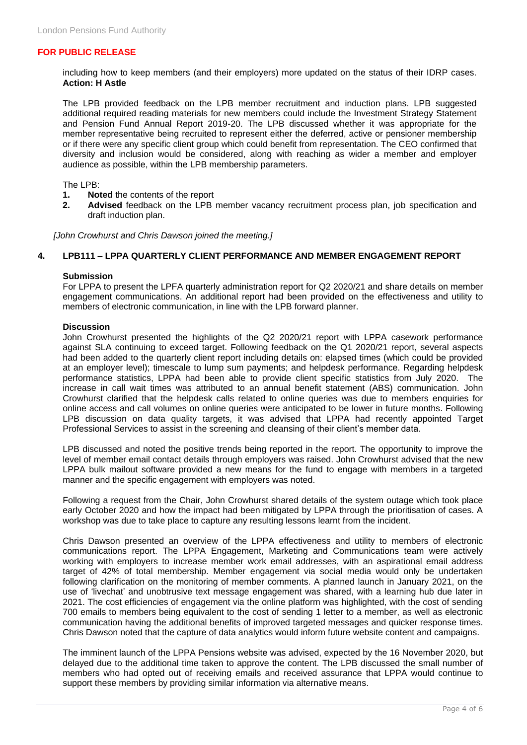**FOR PUBLIC RELEASE**

including how to keep members (and their employers) more updated on the status of their IDRP cases.
**Action: H Astle**

The LPB provided feedback on the LPB member recruitment and induction plans. LPB suggested additional required reading materials for new members could include the Investment Strategy Statement and Pension Fund Annual Report 2019-20. The LPB discussed whether it was appropriate for the member representative being recruited to represent either the deferred, active or pensioner membership or if there were any specific client group which could benefit from representation. The CEO confirmed that diversity and inclusion would be considered, along with reaching as wider a member and employer audience as possible, within the LPB membership parameters.

The LPB:

1. **Noted** the contents of the report
2. **Advised** feedback on the LPB member vacancy recruitment process plan, job specification and draft induction plan.

*[John Crowhurst and Chris Dawson joined the meeting.]*

## 4. LPB111 – LPPA QUARTERLY CLIENT PERFORMANCE AND MEMBER ENGAGEMENT REPORT

**Submission**

For LPPA to present the LPFA quarterly administration report for Q2 2020/21 and share details on member engagement communications. An additional report had been provided on the effectiveness and utility to members of electronic communication, in line with the LPB forward planner.

**Discussion**

John Crowhurst presented the highlights of the Q2 2020/21 report with LPPA casework performance against SLA continuing to exceed target. Following feedback on the Q1 2020/21 report, several aspects had been added to the quarterly client report including details on: elapsed times (which could be provided at an employer level); timescale to lump sum payments; and helpdesk performance. Regarding helpdesk performance statistics, LPPA had been able to provide client specific statistics from July 2020. The increase in call wait times was attributed to an annual benefit statement (ABS) communication. John Crowhurst clarified that the helpdesk calls related to online queries was due to members enquiries for online access and call volumes on online queries were anticipated to be lower in future months. Following LPB discussion on data quality targets, it was advised that LPPA had recently appointed Target Professional Services to assist in the screening and cleansing of their client's member data.

LPB discussed and noted the positive trends being reported in the report. The opportunity to improve the level of member email contact details through employers was raised. John Crowhurst advised that the new LPPA bulk mailout software provided a new means for the fund to engage with members in a targeted manner and the specific engagement with employers was noted.

Following a request from the Chair, John Crowhurst shared details of the system outage which took place early October 2020 and how the impact had been mitigated by LPPA through the prioritisation of cases. A workshop was due to take place to capture any resulting lessons learnt from the incident.

Chris Dawson presented an overview of the LPPA effectiveness and utility to members of electronic communications report. The LPPA Engagement, Marketing and Communications team were actively working with employers to increase member work email addresses, with an aspirational email address target of 42% of total membership. Member engagement via social media would only be undertaken following clarification on the monitoring of member comments. A planned launch in January 2021, on the use of 'livechat' and unobtrusive text message engagement was shared, with a learning hub due later in 2021. The cost efficiencies of engagement via the online platform was highlighted, with the cost of sending 700 emails to members being equivalent to the cost of sending 1 letter to a member, as well as electronic communication having the additional benefits of improved targeted messages and quicker response times. Chris Dawson noted that the capture of data analytics would inform future website content and campaigns.

The imminent launch of the LPPA Pensions website was advised, expected by the 16 November 2020, but delayed due to the additional time taken to approve the content. The LPB discussed the small number of members who had opted out of receiving emails and received assurance that LPPA would continue to support these members by providing similar information via alternative means.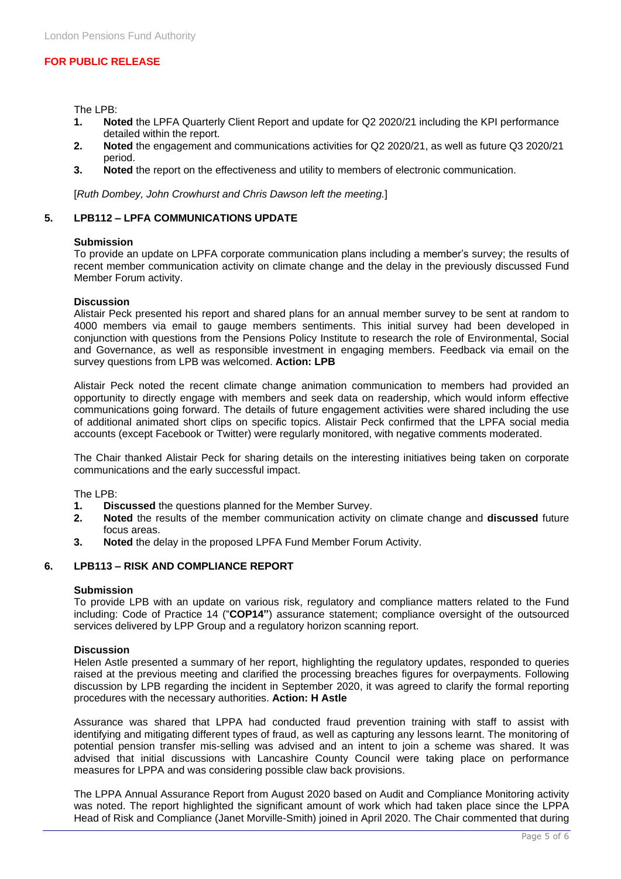**FOR PUBLIC RELEASE**

The LPB:

1. **Noted** the LPFA Quarterly Client Report and update for Q2 2020/21 including the KPI performance detailed within the report.
2. **Noted** the engagement and communications activities for Q2 2020/21, as well as future Q3 2020/21 period.
3. **Noted** the report on the effectiveness and utility to members of electronic communication.

[*Ruth Dombey, John Crowhurst and Chris Dawson left the meeting.*]

## 5. LPB112 – LPFA COMMUNICATIONS UPDATE

**Submission**

To provide an update on LPFA corporate communication plans including a member's survey; the results of recent member communication activity on climate change and the delay in the previously discussed Fund Member Forum activity.

**Discussion**

Alistair Peck presented his report and shared plans for an annual member survey to be sent at random to 4000 members via email to gauge members sentiments. This initial survey had been developed in conjunction with questions from the Pensions Policy Institute to research the role of Environmental, Social and Governance, as well as responsible investment in engaging members. Feedback via email on the survey questions from LPB was welcomed. **Action: LPB**

Alistair Peck noted the recent climate change animation communication to members had provided an opportunity to directly engage with members and seek data on readership, which would inform effective communications going forward. The details of future engagement activities were shared including the use of additional animated short clips on specific topics. Alistair Peck confirmed that the LPFA social media accounts (except Facebook or Twitter) were regularly monitored, with negative comments moderated.

The Chair thanked Alistair Peck for sharing details on the interesting initiatives being taken on corporate communications and the early successful impact.

The LPB:

1. **Discussed** the questions planned for the Member Survey.
2. **Noted** the results of the member communication activity on climate change and **discussed** future focus areas.
3. **Noted** the delay in the proposed LPFA Fund Member Forum Activity.

## 6. LPB113 – RISK AND COMPLIANCE REPORT

**Submission**

To provide LPB with an update on various risk, regulatory and compliance matters related to the Fund including: Code of Practice 14 ("**COP14"**) assurance statement; compliance oversight of the outsourced services delivered by LPP Group and a regulatory horizon scanning report.

**Discussion**

Helen Astle presented a summary of her report, highlighting the regulatory updates, responded to queries raised at the previous meeting and clarified the processing breaches figures for overpayments. Following discussion by LPB regarding the incident in September 2020, it was agreed to clarify the formal reporting procedures with the necessary authorities. **Action: H Astle**

Assurance was shared that LPPA had conducted fraud prevention training with staff to assist with identifying and mitigating different types of fraud, as well as capturing any lessons learnt. The monitoring of potential pension transfer mis-selling was advised and an intent to join a scheme was shared. It was advised that initial discussions with Lancashire County Council were taking place on performance measures for LPPA and was considering possible claw back provisions.

The LPPA Annual Assurance Report from August 2020 based on Audit and Compliance Monitoring activity was noted. The report highlighted the significant amount of work which had taken place since the LPPA Head of Risk and Compliance (Janet Morville-Smith) joined in April 2020. The Chair commented that during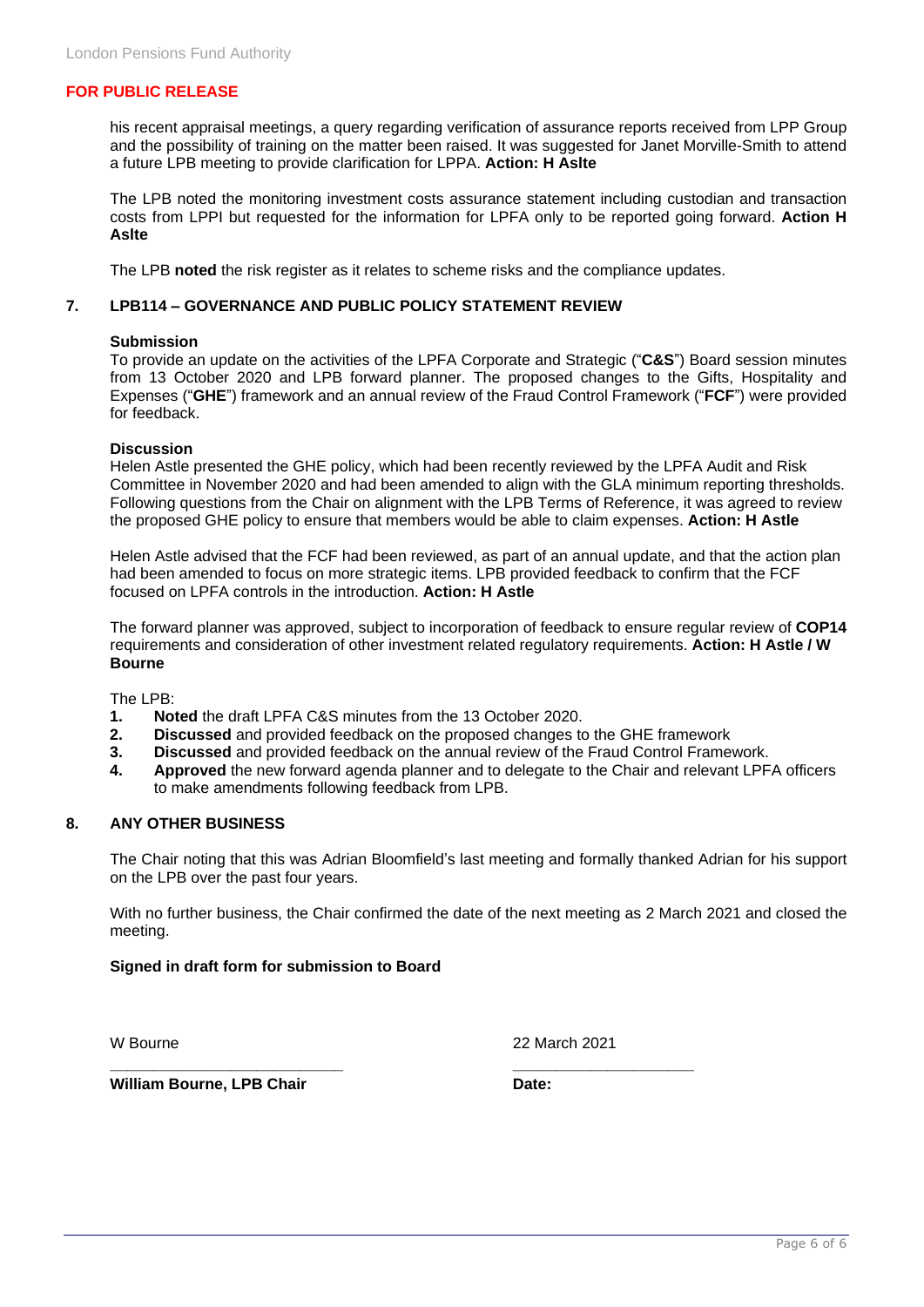**FOR PUBLIC RELEASE**

his recent appraisal meetings, a query regarding verification of assurance reports received from LPP Group and the possibility of training on the matter been raised. It was suggested for Janet Morville-Smith to attend a future LPB meeting to provide clarification for LPPA. **Action: H Aslte**

The LPB noted the monitoring investment costs assurance statement including custodian and transaction costs from LPPI but requested for the information for LPFA only to be reported going forward. **Action H Aslte**

The LPB **noted** the risk register as it relates to scheme risks and the compliance updates.

## 7. LPB114 – GOVERNANCE AND PUBLIC POLICY STATEMENT REVIEW

**Submission**

To provide an update on the activities of the LPFA Corporate and Strategic ("**C&S**") Board session minutes from 13 October 2020 and LPB forward planner. The proposed changes to the Gifts, Hospitality and Expenses ("**GHE**") framework and an annual review of the Fraud Control Framework ("**FCF**") were provided for feedback.

**Discussion**

Helen Astle presented the GHE policy, which had been recently reviewed by the LPFA Audit and Risk Committee in November 2020 and had been amended to align with the GLA minimum reporting thresholds. Following questions from the Chair on alignment with the LPB Terms of Reference, it was agreed to review the proposed GHE policy to ensure that members would be able to claim expenses. **Action: H Astle**

Helen Astle advised that the FCF had been reviewed, as part of an annual update, and that the action plan had been amended to focus on more strategic items. LPB provided feedback to confirm that the FCF focused on LPFA controls in the introduction. **Action: H Astle**

The forward planner was approved, subject to incorporation of feedback to ensure regular review of **COP14** requirements and consideration of other investment related regulatory requirements. **Action: H Astle / W Bourne**

The LPB:

1. **Noted** the draft LPFA C&S minutes from the 13 October 2020.
2. **Discussed** and provided feedback on the proposed changes to the GHE framework
3. **Discussed** and provided feedback on the annual review of the Fraud Control Framework.
4. **Approved** the new forward agenda planner and to delegate to the Chair and relevant LPFA officers to make amendments following feedback from LPB.

## 8. ANY OTHER BUSINESS

The Chair noting that this was Adrian Bloomfield's last meeting and formally thanked Adrian for his support on the LPB over the past four years.

With no further business, the Chair confirmed the date of the next meeting as 2 March 2021 and closed the meeting.

**Signed in draft form for submission to Board**

W Bourne &nbsp;&nbsp;&nbsp;&nbsp;&nbsp;&nbsp;&nbsp;&nbsp; 22 March 2021

\_\_\_\_\_\_\_\_\_\_\_\_\_\_\_\_\_\_\_\_\_\_\_\_\_\_\_ &nbsp;&nbsp;&nbsp;&nbsp; \_\_\_\_\_\_\_\_\_\_\_\_\_\_\_\_\_\_\_\_\_

**William Bourne, LPB Chair** &nbsp;&nbsp;&nbsp;&nbsp;&nbsp;&nbsp;&nbsp;&nbsp; **Date:**